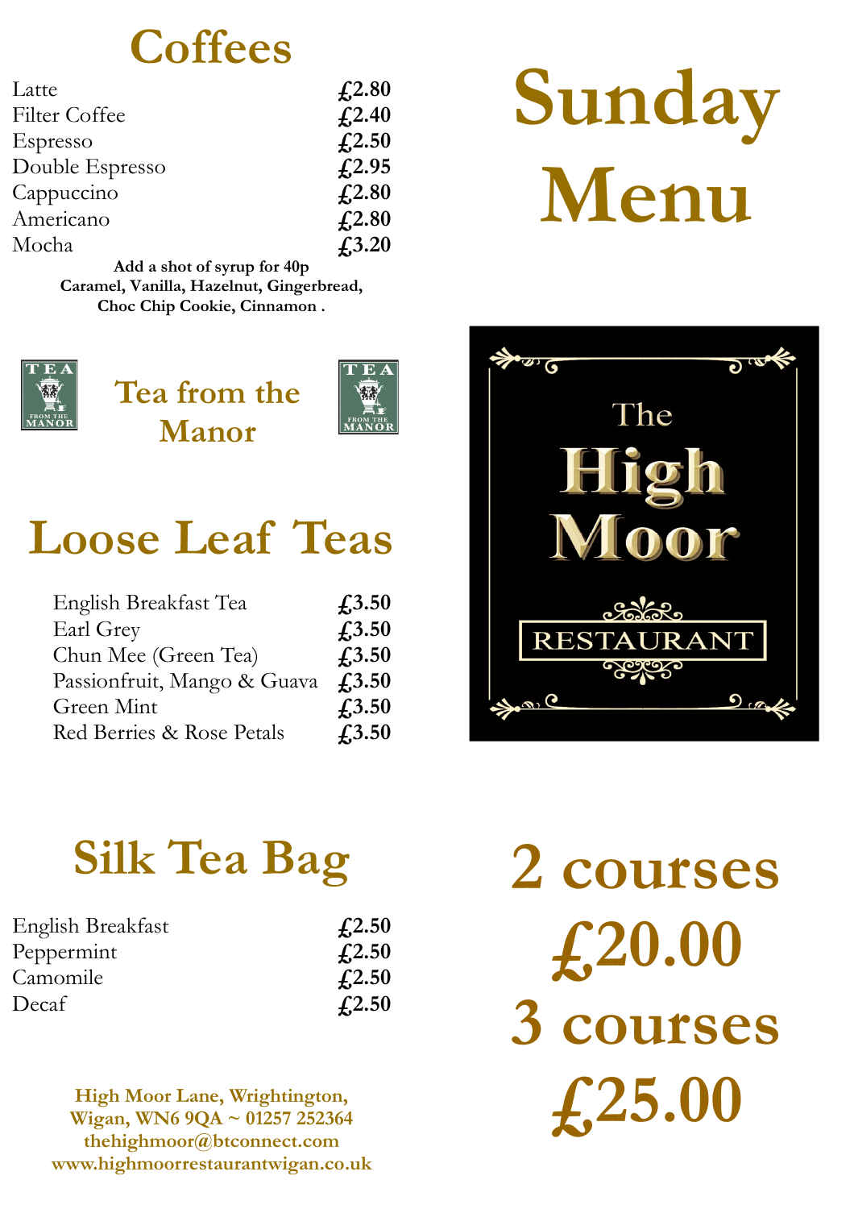# Sunday Menu

The High Moor RESTAURANT

2 courses £20.00

3 courses £25.00

## Coffees

| Item | Price |
| --- | --- |
| Latte | £2.80 |
| Filter Coffee | £2.40 |
| Espresso | £2.50 |
| Double Espresso | £2.95 |
| Cappuccino | £2.80 |
| Americano | £2.80 |
| Mocha | £3.20 |

**Add a shot of syrup for 40p**
**Caramel, Vanilla, Hazelnut, Gingerbread, Choc Chip Cookie, Cinnamon .**

## Tea from the Manor

## Loose Leaf Teas

| Item | Price |
| --- | --- |
| English Breakfast Tea | £3.50 |
| Earl Grey | £3.50 |
| Chun Mee (Green Tea) | £3.50 |
| Passionfruit, Mango & Guava | £3.50 |
| Green Mint | £3.50 |
| Red Berries & Rose Petals | £3.50 |

## Silk Tea Bag

| Item | Price |
| --- | --- |
| English Breakfast | £2.50 |
| Peppermint | £2.50 |
| Camomile | £2.50 |
| Decaf | £2.50 |

**High Moor Lane, Wrightington, Wigan, WN6 9QA ~ 01257 252364**
**thehighmoor@btconnect.com**
**www.highmoorrestaurantwigan.co.uk**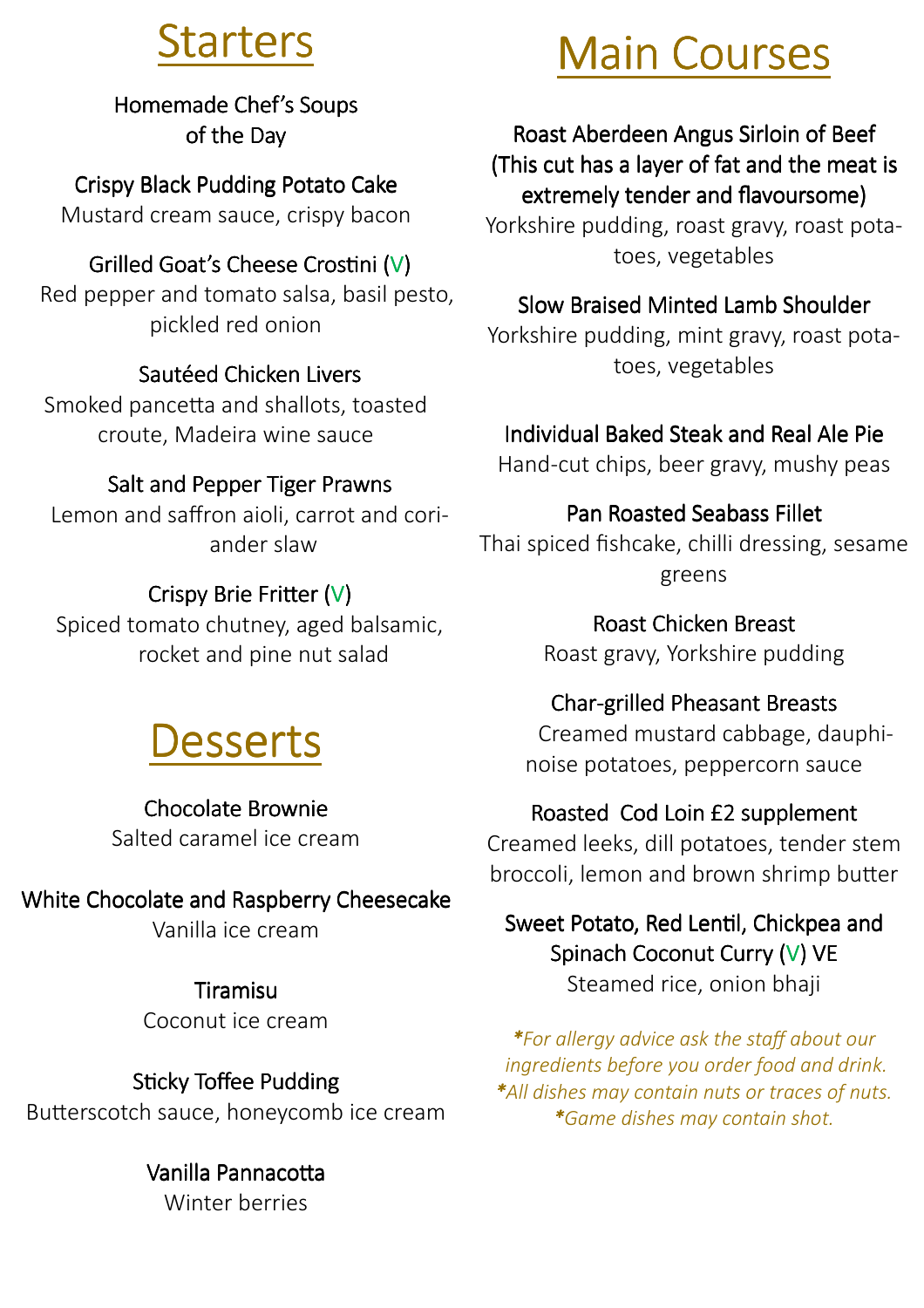# Starters

**Homemade Chef's Soups of the Day**

**Crispy Black Pudding Potato Cake**
Mustard cream sauce, crispy bacon

**Grilled Goat's Cheese Crostini (V)**
Red pepper and tomato salsa, basil pesto, pickled red onion

**Sautéed Chicken Livers**
Smoked pancetta and shallots, toasted croute, Madeira wine sauce

**Salt and Pepper Tiger Prawns**
Lemon and saffron aioli, carrot and coriander slaw

**Crispy Brie Fritter (V)**
Spiced tomato chutney, aged balsamic, rocket and pine nut salad

# Desserts

**Chocolate Brownie**
Salted caramel ice cream

**White Chocolate and Raspberry Cheesecake**
Vanilla ice cream

**Tiramisu**
Coconut ice cream

**Sticky Toffee Pudding**
Butterscotch sauce, honeycomb ice cream

**Vanilla Pannacotta**
Winter berries

# Main Courses

**Roast Aberdeen Angus Sirloin of Beef (This cut has a layer of fat and the meat is extremely tender and flavoursome)**
Yorkshire pudding, roast gravy, roast potatoes, vegetables

**Slow Braised Minted Lamb Shoulder**
Yorkshire pudding, mint gravy, roast potatoes, vegetables

**Individual Baked Steak and Real Ale Pie**
Hand-cut chips, beer gravy, mushy peas

**Pan Roasted Seabass Fillet**
Thai spiced fishcake, chilli dressing, sesame greens

**Roast Chicken Breast**
Roast gravy, Yorkshire pudding

**Char-grilled Pheasant Breasts**
Creamed mustard cabbage, dauphinoise potatoes, peppercorn sauce

**Roasted Cod Loin £2 supplement**
Creamed leeks, dill potatoes, tender stem broccoli, lemon and brown shrimp butter

**Sweet Potato, Red Lentil, Chickpea and Spinach Coconut Curry (V) VE**
Steamed rice, onion bhaji

*\*For allergy advice ask the staff about our ingredients before you order food and drink.*
*\*All dishes may contain nuts or traces of nuts.*
*\*Game dishes may contain shot.*